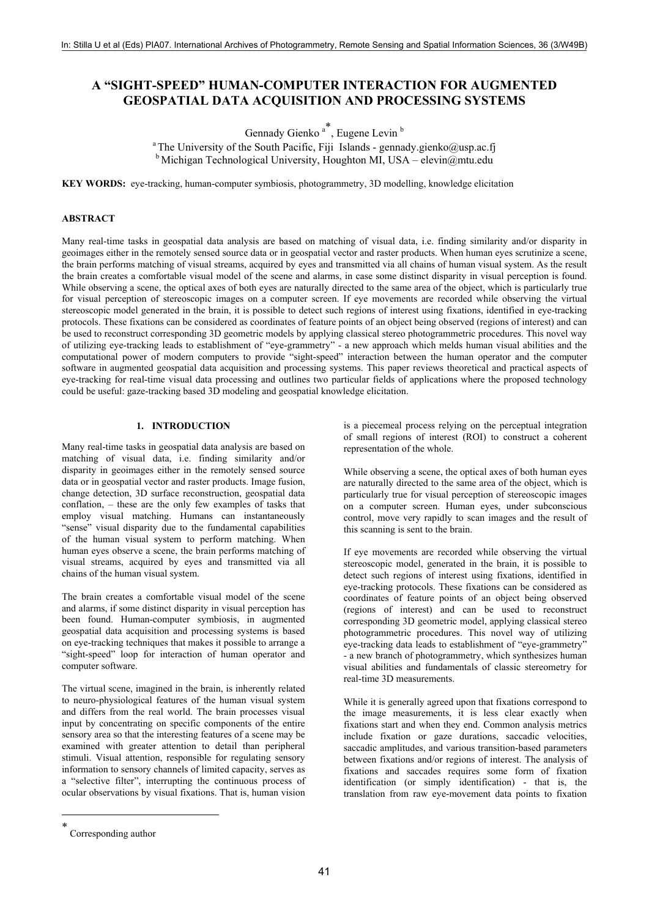# A "SIGHT-SPEED" HUMAN-COMPUTER INTERACTION FOR AUGMENTED GEOSPATIAL DATA ACQUISITION AND PROCESSING SYSTEMS

Gennady Gienko [a] *, Eugene Levin [b]

[a] The University of the South Pacific, Fiji Islands - gennady.gienko@usp.ac.fj
[b] Michigan Technological University, Houghton MI, USA – elevin@mtu.edu

**KEY WORDS:** eye-tracking, human-computer symbiosis, photogrammetry, 3D modelling, knowledge elicitation

## ABSTRACT

Many real-time tasks in geospatial data analysis are based on matching of visual data, i.e. finding similarity and/or disparity in geoimages either in the remotely sensed source data or in geospatial vector and raster products. When human eyes scrutinize a scene, the brain performs matching of visual streams, acquired by eyes and transmitted via all chains of human visual system. As the result the brain creates a comfortable visual model of the scene and alarms, in case some distinct disparity in visual perception is found. While observing a scene, the optical axes of both eyes are naturally directed to the same area of the object, which is particularly true for visual perception of stereoscopic images on a computer screen. If eye movements are recorded while observing the virtual stereoscopic model generated in the brain, it is possible to detect such regions of interest using fixations, identified in eye-tracking protocols. These fixations can be considered as coordinates of feature points of an object being observed (regions of interest) and can be used to reconstruct corresponding 3D geometric models by applying classical stereo photogrammetric procedures. This novel way of utilizing eye-tracking leads to establishment of "eye-grammetry" - a new approach which melds human visual abilities and the computational power of modern computers to provide "sight-speed" interaction between the human operator and the computer software in augmented geospatial data acquisition and processing systems. This paper reviews theoretical and practical aspects of eye-tracking for real-time visual data processing and outlines two particular fields of applications where the proposed technology could be useful: gaze-tracking based 3D modeling and geospatial knowledge elicitation.

## 1. INTRODUCTION

Many real-time tasks in geospatial data analysis are based on matching of visual data, i.e. finding similarity and/or disparity in geoimages either in the remotely sensed source data or in geospatial vector and raster products. Image fusion, change detection, 3D surface reconstruction, geospatial data conflation, – these are the only few examples of tasks that employ visual matching. Humans can instantaneously "sense" visual disparity due to the fundamental capabilities of the human visual system to perform matching. When human eyes observe a scene, the brain performs matching of visual streams, acquired by eyes and transmitted via all chains of the human visual system.

The brain creates a comfortable visual model of the scene and alarms, if some distinct disparity in visual perception has been found. Human-computer symbiosis, in augmented geospatial data acquisition and processing systems is based on eye-tracking techniques that makes it possible to arrange a "sight-speed" loop for interaction of human operator and computer software.

The virtual scene, imagined in the brain, is inherently related to neuro-physiological features of the human visual system and differs from the real world. The brain processes visual input by concentrating on specific components of the entire sensory area so that the interesting features of a scene may be examined with greater attention to detail than peripheral stimuli. Visual attention, responsible for regulating sensory information to sensory channels of limited capacity, serves as a "selective filter", interrupting the continuous process of ocular observations by visual fixations. That is, human vision is a piecemeal process relying on the perceptual integration of small regions of interest (ROI) to construct a coherent representation of the whole.

While observing a scene, the optical axes of both human eyes are naturally directed to the same area of the object, which is particularly true for visual perception of stereoscopic images on a computer screen. Human eyes, under subconscious control, move very rapidly to scan images and the result of this scanning is sent to the brain.

If eye movements are recorded while observing the virtual stereoscopic model, generated in the brain, it is possible to detect such regions of interest using fixations, identified in eye-tracking protocols. These fixations can be considered as coordinates of feature points of an object being observed (regions of interest) and can be used to reconstruct corresponding 3D geometric model, applying classical stereo photogrammetric procedures. This novel way of utilizing eye-tracking data leads to establishment of "eye-grammetry" - a new branch of photogrammetry, which synthesizes human visual abilities and fundamentals of classic stereometry for real-time 3D measurements.

While it is generally agreed upon that fixations correspond to the image measurements, it is less clear exactly when fixations start and when they end. Common analysis metrics include fixation or gaze durations, saccadic velocities, saccadic amplitudes, and various transition-based parameters between fixations and/or regions of interest. The analysis of fixations and saccades requires some form of fixation identification (or simply identification) - that is, the translation from raw eye-movement data points to fixation

\* Corresponding author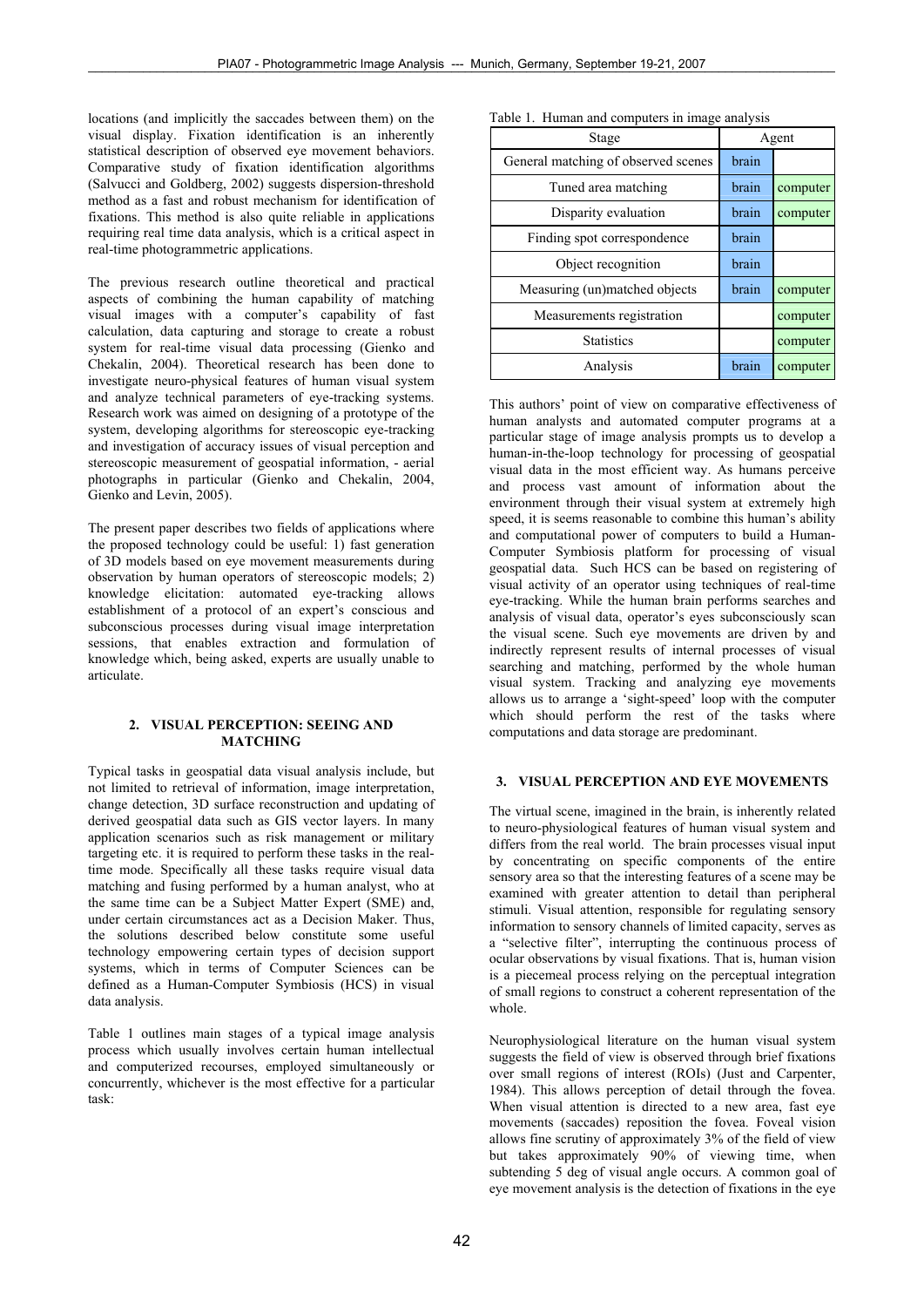locations (and implicitly the saccades between them) on the visual display. Fixation identification is an inherently statistical description of observed eye movement behaviors. Comparative study of fixation identification algorithms (Salvucci and Goldberg, 2002) suggests dispersion-threshold method as a fast and robust mechanism for identification of fixations. This method is also quite reliable in applications requiring real time data analysis, which is a critical aspect in real-time photogrammetric applications.

The previous research outline theoretical and practical aspects of combining the human capability of matching visual images with a computer's capability of fast calculation, data capturing and storage to create a robust system for real-time visual data processing (Gienko and Chekalin, 2004). Theoretical research has been done to investigate neuro-physical features of human visual system and analyze technical parameters of eye-tracking systems. Research work was aimed on designing of a prototype of the system, developing algorithms for stereoscopic eye-tracking and investigation of accuracy issues of visual perception and stereoscopic measurement of geospatial information, - aerial photographs in particular (Gienko and Chekalin, 2004, Gienko and Levin, 2005).

The present paper describes two fields of applications where the proposed technology could be useful: 1) fast generation of 3D models based on eye movement measurements during observation by human operators of stereoscopic models; 2) knowledge elicitation: automated eye-tracking allows establishment of a protocol of an expert's conscious and subconscious processes during visual image interpretation sessions, that enables extraction and formulation of knowledge which, being asked, experts are usually unable to articulate.

## 2. VISUAL PERCEPTION: SEEING AND MATCHING

Typical tasks in geospatial data visual analysis include, but not limited to retrieval of information, image interpretation, change detection, 3D surface reconstruction and updating of derived geospatial data such as GIS vector layers. In many application scenarios such as risk management or military targeting etc. it is required to perform these tasks in the real-time mode. Specifically all these tasks require visual data matching and fusing performed by a human analyst, who at the same time can be a Subject Matter Expert (SME) and, under certain circumstances act as a Decision Maker. Thus, the solutions described below constitute some useful technology empowering certain types of decision support systems, which in terms of Computer Sciences can be defined as a Human-Computer Symbiosis (HCS) in visual data analysis.

Table 1 outlines main stages of a typical image analysis process which usually involves certain human intellectual and computerized recourses, employed simultaneously or concurrently, whichever is the most effective for a particular task:

Table 1. Human and computers in image analysis

| Stage | Agent | |
|---|---|---|
| General matching of observed scenes | brain | |
| Tuned area matching | brain | computer |
| Disparity evaluation | brain | computer |
| Finding spot correspondence | brain | |
| Object recognition | brain | |
| Measuring (un)matched objects | brain | computer |
| Measurements registration | | computer |
| Statistics | | computer |
| Analysis | brain | computer |

This authors' point of view on comparative effectiveness of human analysts and automated computer programs at a particular stage of image analysis prompts us to develop a human-in-the-loop technology for processing of geospatial visual data in the most efficient way. As humans perceive and process vast amount of information about the environment through their visual system at extremely high speed, it is seems reasonable to combine this human's ability and computational power of computers to build a Human-Computer Symbiosis platform for processing of visual geospatial data. Such HCS can be based on registering of visual activity of an operator using techniques of real-time eye-tracking. While the human brain performs searches and analysis of visual data, operator's eyes subconsciously scan the visual scene. Such eye movements are driven by and indirectly represent results of internal processes of visual searching and matching, performed by the whole human visual system. Tracking and analyzing eye movements allows us to arrange a 'sight-speed' loop with the computer which should perform the rest of the tasks where computations and data storage are predominant.

## 3. VISUAL PERCEPTION AND EYE MOVEMENTS

The virtual scene, imagined in the brain, is inherently related to neuro-physiological features of human visual system and differs from the real world. The brain processes visual input by concentrating on specific components of the entire sensory area so that the interesting features of a scene may be examined with greater attention to detail than peripheral stimuli. Visual attention, responsible for regulating sensory information to sensory channels of limited capacity, serves as a "selective filter", interrupting the continuous process of ocular observations by visual fixations. That is, human vision is a piecemeal process relying on the perceptual integration of small regions to construct a coherent representation of the whole.

Neurophysiological literature on the human visual system suggests the field of view is observed through brief fixations over small regions of interest (ROIs) (Just and Carpenter, 1984). This allows perception of detail through the fovea. When visual attention is directed to a new area, fast eye movements (saccades) reposition the fovea. Foveal vision allows fine scrutiny of approximately 3% of the field of view but takes approximately 90% of viewing time, when subtending 5 deg of visual angle occurs. A common goal of eye movement analysis is the detection of fixations in the eye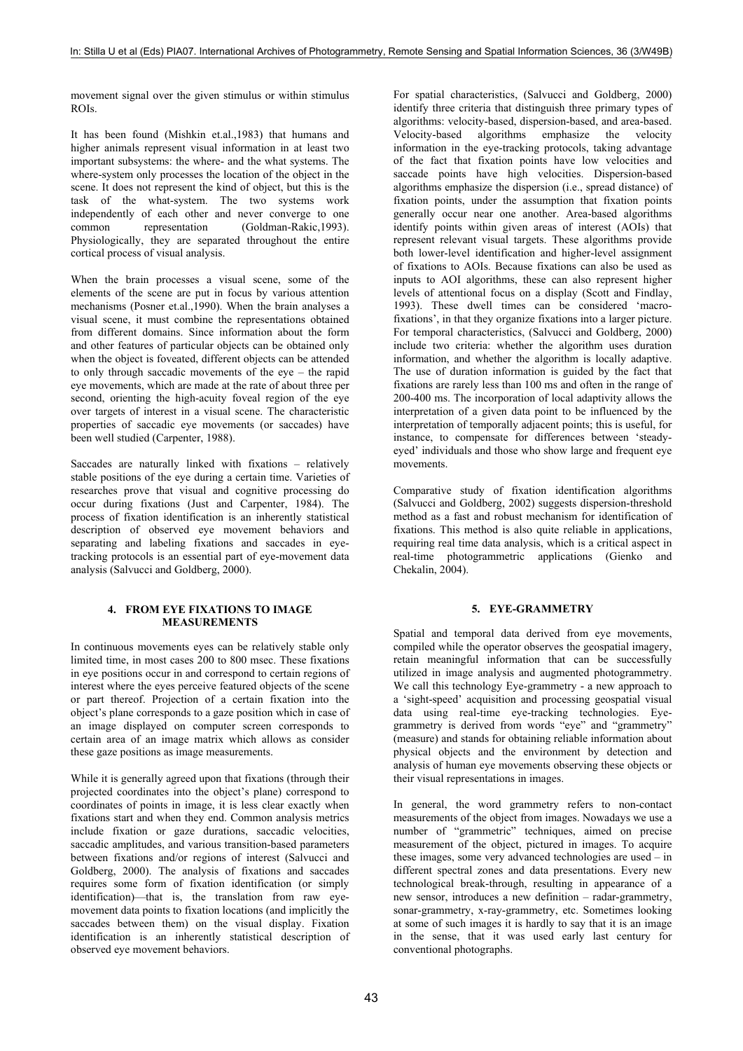movement signal over the given stimulus or within stimulus ROIs.

It has been found (Mishkin et.al.,1983) that humans and higher animals represent visual information in at least two important subsystems: the where- and the what systems. The where-system only processes the location of the object in the scene. It does not represent the kind of object, but this is the task of the what-system. The two systems work independently of each other and never converge to one common representation (Goldman-Rakic,1993). Physiologically, they are separated throughout the entire cortical process of visual analysis.

When the brain processes a visual scene, some of the elements of the scene are put in focus by various attention mechanisms (Posner et.al.,1990). When the brain analyses a visual scene, it must combine the representations obtained from different domains. Since information about the form and other features of particular objects can be obtained only when the object is foveated, different objects can be attended to only through saccadic movements of the eye – the rapid eye movements, which are made at the rate of about three per second, orienting the high-acuity foveal region of the eye over targets of interest in a visual scene. The characteristic properties of saccadic eye movements (or saccades) have been well studied (Carpenter, 1988).

Saccades are naturally linked with fixations – relatively stable positions of the eye during a certain time. Varieties of researches prove that visual and cognitive processing do occur during fixations (Just and Carpenter, 1984). The process of fixation identification is an inherently statistical description of observed eye movement behaviors and separating and labeling fixations and saccades in eye-tracking protocols is an essential part of eye-movement data analysis (Salvucci and Goldberg, 2000).

## 4. FROM EYE FIXATIONS TO IMAGE MEASUREMENTS

In continuous movements eyes can be relatively stable only limited time, in most cases 200 to 800 msec. These fixations in eye positions occur in and correspond to certain regions of interest where the eyes perceive featured objects of the scene or part thereof. Projection of a certain fixation into the object's plane corresponds to a gaze position which in case of an image displayed on computer screen corresponds to certain area of an image matrix which allows as consider these gaze positions as image measurements.

While it is generally agreed upon that fixations (through their projected coordinates into the object's plane) correspond to coordinates of points in image, it is less clear exactly when fixations start and when they end. Common analysis metrics include fixation or gaze durations, saccadic velocities, saccadic amplitudes, and various transition-based parameters between fixations and/or regions of interest (Salvucci and Goldberg, 2000). The analysis of fixations and saccades requires some form of fixation identification (or simply identification)—that is, the translation from raw eye-movement data points to fixation locations (and implicitly the saccades between them) on the visual display. Fixation identification is an inherently statistical description of observed eye movement behaviors.

For spatial characteristics, (Salvucci and Goldberg, 2000) identify three criteria that distinguish three primary types of algorithms: velocity-based, dispersion-based, and area-based. Velocity-based algorithms emphasize the velocity information in the eye-tracking protocols, taking advantage of the fact that fixation points have low velocities and saccade points have high velocities. Dispersion-based algorithms emphasize the dispersion (i.e., spread distance) of fixation points, under the assumption that fixation points generally occur near one another. Area-based algorithms identify points within given areas of interest (AOIs) that represent relevant visual targets. These algorithms provide both lower-level identification and higher-level assignment of fixations to AOIs. Because fixations can also be used as inputs to AOI algorithms, these can also represent higher levels of attentional focus on a display (Scott and Findlay, 1993). These dwell times can be considered 'macro-fixations', in that they organize fixations into a larger picture. For temporal characteristics, (Salvucci and Goldberg, 2000) include two criteria: whether the algorithm uses duration information, and whether the algorithm is locally adaptive. The use of duration information is guided by the fact that fixations are rarely less than 100 ms and often in the range of 200-400 ms. The incorporation of local adaptivity allows the interpretation of a given data point to be influenced by the interpretation of temporally adjacent points; this is useful, for instance, to compensate for differences between 'steady-eyed' individuals and those who show large and frequent eye movements.

Comparative study of fixation identification algorithms (Salvucci and Goldberg, 2002) suggests dispersion-threshold method as a fast and robust mechanism for identification of fixations. This method is also quite reliable in applications, requiring real time data analysis, which is a critical aspect in real-time photogrammetric applications (Gienko and Chekalin, 2004).

## 5. EYE-GRAMMETRY

Spatial and temporal data derived from eye movements, compiled while the operator observes the geospatial imagery, retain meaningful information that can be successfully utilized in image analysis and augmented photogrammetry. We call this technology Eye-grammetry - a new approach to a 'sight-speed' acquisition and processing geospatial visual data using real-time eye-tracking technologies. Eye-grammetry is derived from words "eye" and "grammetry" (measure) and stands for obtaining reliable information about physical objects and the environment by detection and analysis of human eye movements observing these objects or their visual representations in images.

In general, the word grammetry refers to non-contact measurements of the object from images. Nowadays we use a number of "grammetric" techniques, aimed on precise measurement of the object, pictured in images. To acquire these images, some very advanced technologies are used – in different spectral zones and data presentations. Every new technological break-through, resulting in appearance of a new sensor, introduces a new definition – radar-grammetry, sonar-grammetry, x-ray-grammetry, etc. Sometimes looking at some of such images it is hardly to say that it is an image in the sense, that it was used early last century for conventional photographs.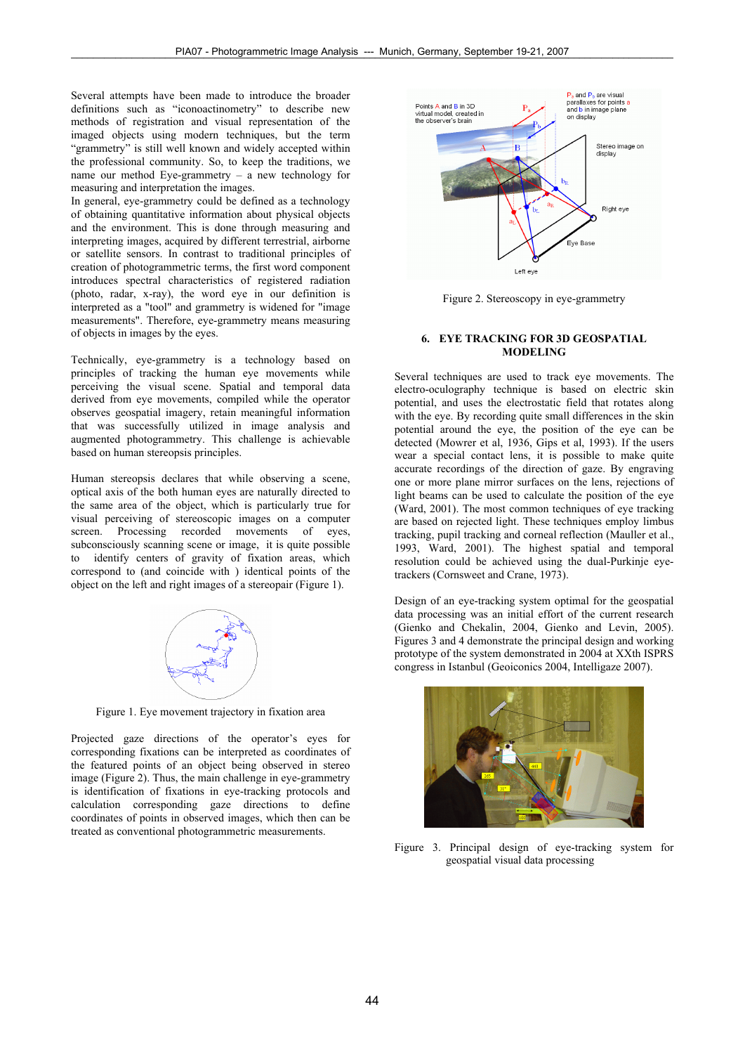Several attempts have been made to introduce the broader definitions such as "iconoactinometry" to describe new methods of registration and visual representation of the imaged objects using modern techniques, but the term "grammetry" is still well known and widely accepted within the professional community. So, to keep the traditions, we name our method Eye-grammetry – a new technology for measuring and interpretation the images.
In general, eye-grammetry could be defined as a technology of obtaining quantitative information about physical objects and the environment. This is done through measuring and interpreting images, acquired by different terrestrial, airborne or satellite sensors. In contrast to traditional principles of creation of photogrammetric terms, the first word component introduces spectral characteristics of registered radiation (photo, radar, x-ray), the word eye in our definition is interpreted as a "tool" and grammetry is widened for "image measurements". Therefore, eye-grammetry means measuring of objects in images by the eyes.

Technically, eye-grammetry is a technology based on principles of tracking the human eye movements while perceiving the visual scene. Spatial and temporal data derived from eye movements, compiled while the operator observes geospatial imagery, retain meaningful information that was successfully utilized in image analysis and augmented photogrammetry. This challenge is achievable based on human stereopsis principles.

Human stereopsis declares that while observing a scene, optical axis of the both human eyes are naturally directed to the same area of the object, which is particularly true for visual perceiving of stereoscopic images on a computer screen. Processing recorded movements of eyes, subconsciously scanning scene or image, it is quite possible to identify centers of gravity of fixation areas, which correspond to (and coincide with ) identical points of the object on the left and right images of a stereopair (Figure 1).

Figure 1. Eye movement trajectory in fixation area

Projected gaze directions of the operator's eyes for corresponding fixations can be interpreted as coordinates of the featured points of an object being observed in stereo image (Figure 2). Thus, the main challenge in eye-grammetry is identification of fixations in eye-tracking protocols and calculation corresponding gaze directions to define coordinates of points in observed images, which then can be treated as conventional photogrammetric measurements.

Points A and B in 3D virtual model, created in the observer's brain

$P_a$ and $P_b$ are visual parallaxes for points a and b in image plane on display

Stereo image on display

Right eye

Eye Base

Left eye

Figure 2. Stereoscopy in eye-grammetry

## 6. EYE TRACKING FOR 3D GEOSPATIAL MODELING

Several techniques are used to track eye movements. The electro-oculography technique is based on electric skin potential, and uses the electrostatic field that rotates along with the eye. By recording quite small differences in the skin potential around the eye, the position of the eye can be detected (Mowrer et al, 1936, Gips et al, 1993). If the users wear a special contact lens, it is possible to make quite accurate recordings of the direction of gaze. By engraving one or more plane mirror surfaces on the lens, rejections of light beams can be used to calculate the position of the eye (Ward, 2001). The most common techniques of eye tracking are based on rejected light. These techniques employ limbus tracking, pupil tracking and corneal reflection (Mauller et al., 1993, Ward, 2001). The highest spatial and temporal resolution could be achieved using the dual-Purkinje eye-trackers (Cornsweet and Crane, 1973).

Design of an eye-tracking system optimal for the geospatial data processing was an initial effort of the current research (Gienko and Chekalin, 2004, Gienko and Levin, 2005). Figures 3 and 4 demonstrate the principal design and working prototype of the system demonstrated in 2004 at XXth ISPRS congress in Istanbul (Geoiconics 2004, Intelligaze 2007).

Figure 3. Principal design of eye-tracking system for geospatial visual data processing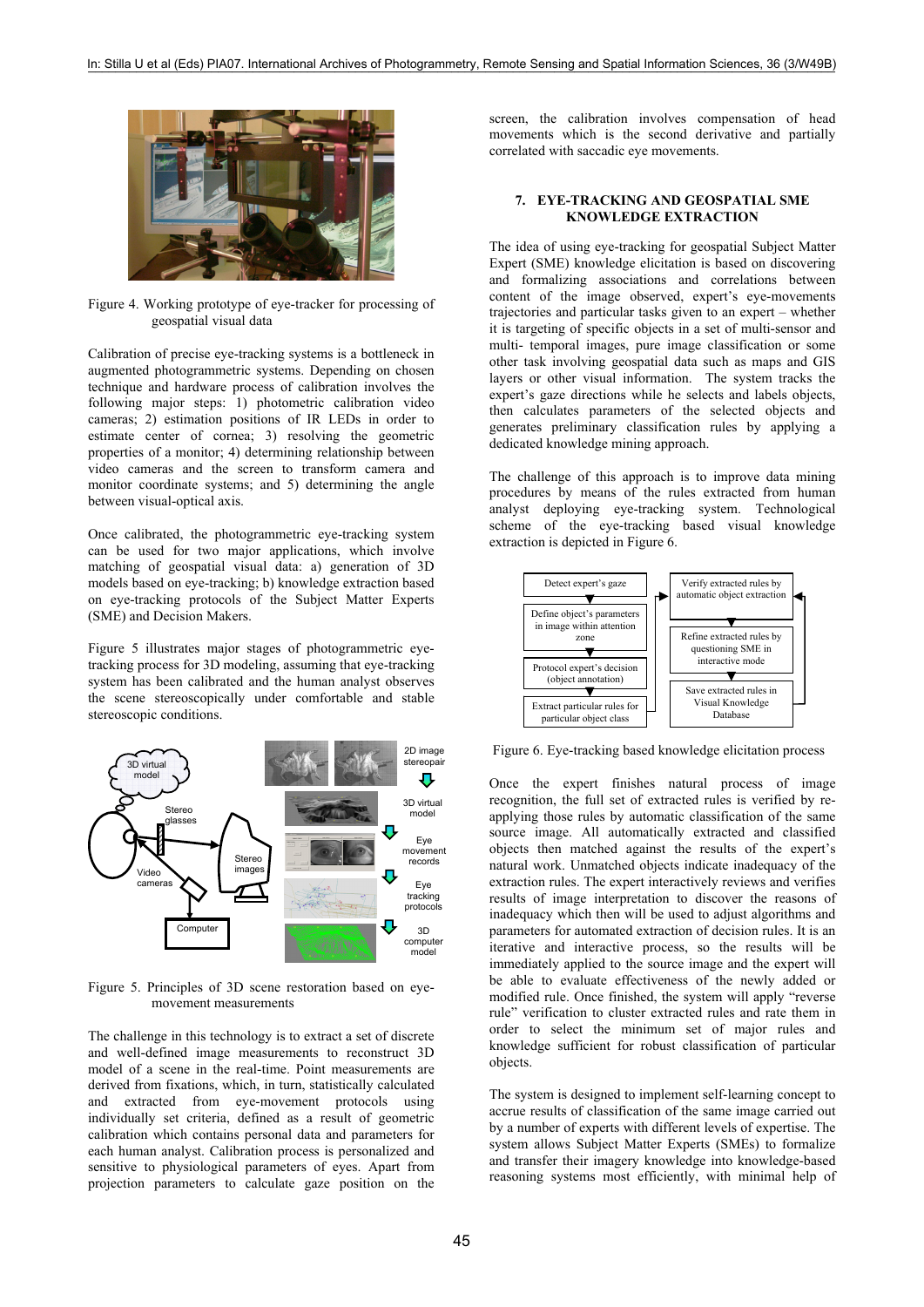Figure 4. Working prototype of eye-tracker for processing of geospatial visual data

Calibration of precise eye-tracking systems is a bottleneck in augmented photogrammetric systems. Depending on chosen technique and hardware process of calibration involves the following major steps: 1) photometric calibration video cameras; 2) estimation positions of IR LEDs in order to estimate center of cornea; 3) resolving the geometric properties of a monitor; 4) determining relationship between video cameras and the screen to transform camera and monitor coordinate systems; and 5) determining the angle between visual-optical axis.

Once calibrated, the photogrammetric eye-tracking system can be used for two major applications, which involve matching of geospatial visual data: a) generation of 3D models based on eye-tracking; b) knowledge extraction based on eye-tracking protocols of the Subject Matter Experts (SME) and Decision Makers.

Figure 5 illustrates major stages of photogrammetric eye-tracking process for 3D modeling, assuming that eye-tracking system has been calibrated and the human analyst observes the scene stereoscopically under comfortable and stable stereoscopic conditions.

3D virtual model

Stereo glasses

Video cameras

Stereo images

Computer

2D image stereopair

3D virtual model

Eye movement records

Eye tracking protocols

3D computer model

Figure 5. Principles of 3D scene restoration based on eye-movement measurements

The challenge in this technology is to extract a set of discrete and well-defined image measurements to reconstruct 3D model of a scene in the real-time. Point measurements are derived from fixations, which, in turn, statistically calculated and extracted from eye-movement protocols using individually set criteria, defined as a result of geometric calibration which contains personal data and parameters for each human analyst. Calibration process is personalized and sensitive to physiological parameters of eyes. Apart from projection parameters to calculate gaze position on the screen, the calibration involves compensation of head movements which is the second derivative and partially correlated with saccadic eye movements.

## 7. EYE-TRACKING AND GEOSPATIAL SME KNOWLEDGE EXTRACTION

The idea of using eye-tracking for geospatial Subject Matter Expert (SME) knowledge elicitation is based on discovering and formalizing associations and correlations between content of the image observed, expert's eye-movements trajectories and particular tasks given to an expert – whether it is targeting of specific objects in a set of multi-sensor and multi- temporal images, pure image classification or some other task involving geospatial data such as maps and GIS layers or other visual information. The system tracks the expert's gaze directions while he selects and labels objects, then calculates parameters of the selected objects and generates preliminary classification rules by applying a dedicated knowledge mining approach.

The challenge of this approach is to improve data mining procedures by means of the rules extracted from human analyst deploying eye-tracking system. Technological scheme of the eye-tracking based visual knowledge extraction is depicted in Figure 6.

Detect expert's gaze

Define object's parameters in image within attention zone

Protocol expert's decision (object annotation)

Extract particular rules for particular object class

Verify extracted rules by automatic object extraction

Refine extracted rules by questioning SME in interactive mode

Save extracted rules in Visual Knowledge Database

Figure 6. Eye-tracking based knowledge elicitation process

Once the expert finishes natural process of image recognition, the full set of extracted rules is verified by re-applying those rules by automatic classification of the same source image. All automatically extracted and classified objects then matched against the results of the expert's natural work. Unmatched objects indicate inadequacy of the extraction rules. The expert interactively reviews and verifies results of image interpretation to discover the reasons of inadequacy which then will be used to adjust algorithms and parameters for automated extraction of decision rules. It is an iterative and interactive process, so the results will be immediately applied to the source image and the expert will be able to evaluate effectiveness of the newly added or modified rule. Once finished, the system will apply "reverse rule" verification to cluster extracted rules and rate them in order to select the minimum set of major rules and knowledge sufficient for robust classification of particular objects.

The system is designed to implement self-learning concept to accrue results of classification of the same image carried out by a number of experts with different levels of expertise. The system allows Subject Matter Experts (SMEs) to formalize and transfer their imagery knowledge into knowledge-based reasoning systems most efficiently, with minimal help of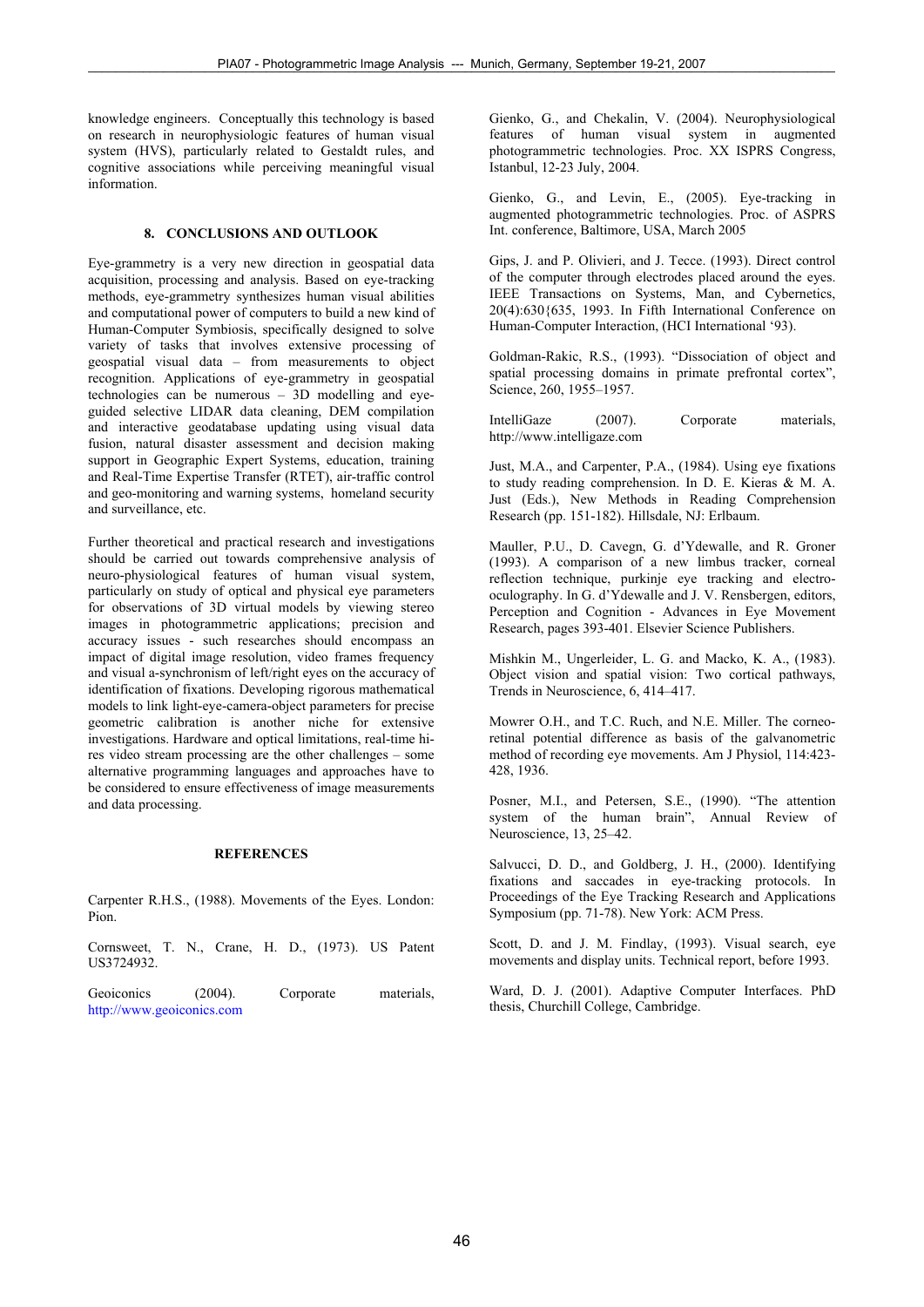knowledge engineers. Conceptually this technology is based on research in neurophysiologic features of human visual system (HVS), particularly related to Gestaldt rules, and cognitive associations while perceiving meaningful visual information.

## 8. CONCLUSIONS AND OUTLOOK

Eye-grammetry is a very new direction in geospatial data acquisition, processing and analysis. Based on eye-tracking methods, eye-grammetry synthesizes human visual abilities and computational power of computers to build a new kind of Human-Computer Symbiosis, specifically designed to solve variety of tasks that involves extensive processing of geospatial visual data – from measurements to object recognition. Applications of eye-grammetry in geospatial technologies can be numerous – 3D modelling and eye-guided selective LIDAR data cleaning, DEM compilation and interactive geodatabase updating using visual data fusion, natural disaster assessment and decision making support in Geographic Expert Systems, education, training and Real-Time Expertise Transfer (RTET), air-traffic control and geo-monitoring and warning systems, homeland security and surveillance, etc.

Further theoretical and practical research and investigations should be carried out towards comprehensive analysis of neuro-physiological features of human visual system, particularly on study of optical and physical eye parameters for observations of 3D virtual models by viewing stereo images in photogrammetric applications; precision and accuracy issues - such researches should encompass an impact of digital image resolution, video frames frequency and visual a-synchronism of left/right eyes on the accuracy of identification of fixations. Developing rigorous mathematical models to link light-eye-camera-object parameters for precise geometric calibration is another niche for extensive investigations. Hardware and optical limitations, real-time hi-res video stream processing are the other challenges – some alternative programming languages and approaches have to be considered to ensure effectiveness of image measurements and data processing.

## REFERENCES

Carpenter R.H.S., (1988). Movements of the Eyes. London: Pion.

Cornsweet, T. N., Crane, H. D., (1973). US Patent US3724932.

Geoiconics (2004). Corporate materials, http://www.geoiconics.com

Gienko, G., and Chekalin, V. (2004). Neurophysiological features of human visual system in augmented photogrammetric technologies. Proc. XX ISPRS Congress, Istanbul, 12-23 July, 2004.

Gienko, G., and Levin, E., (2005). Eye-tracking in augmented photogrammetric technologies. Proc. of ASPRS Int. conference, Baltimore, USA, March 2005

Gips, J. and P. Olivieri, and J. Tecce. (1993). Direct control of the computer through electrodes placed around the eyes. IEEE Transactions on Systems, Man, and Cybernetics, 20(4):630{635, 1993. In Fifth International Conference on Human-Computer Interaction, (HCI International '93).

Goldman-Rakic, R.S., (1993). "Dissociation of object and spatial processing domains in primate prefrontal cortex", Science, 260, 1955–1957.

IntelliGaze (2007). Corporate materials, http://www.intelligaze.com

Just, M.A., and Carpenter, P.A., (1984). Using eye fixations to study reading comprehension. In D. E. Kieras & M. A. Just (Eds.), New Methods in Reading Comprehension Research (pp. 151-182). Hillsdale, NJ: Erlbaum.

Mauller, P.U., D. Cavegn, G. d'Ydewalle, and R. Groner (1993). A comparison of a new limbus tracker, corneal reflection technique, purkinje eye tracking and electro-oculography. In G. d'Ydewalle and J. V. Rensbergen, editors, Perception and Cognition - Advances in Eye Movement Research, pages 393-401. Elsevier Science Publishers.

Mishkin M., Ungerleider, L. G. and Macko, K. A., (1983). Object vision and spatial vision: Two cortical pathways, Trends in Neuroscience, 6, 414–417.

Mowrer O.H., and T.C. Ruch, and N.E. Miller. The corneo-retinal potential difference as basis of the galvanometric method of recording eye movements. Am J Physiol, 114:423-428, 1936.

Posner, M.I., and Petersen, S.E., (1990). "The attention system of the human brain", Annual Review of Neuroscience, 13, 25–42.

Salvucci, D. D., and Goldberg, J. H., (2000). Identifying fixations and saccades in eye-tracking protocols. In Proceedings of the Eye Tracking Research and Applications Symposium (pp. 71-78). New York: ACM Press.

Scott, D. and J. M. Findlay, (1993). Visual search, eye movements and display units. Technical report, before 1993.

Ward, D. J. (2001). Adaptive Computer Interfaces. PhD thesis, Churchill College, Cambridge.